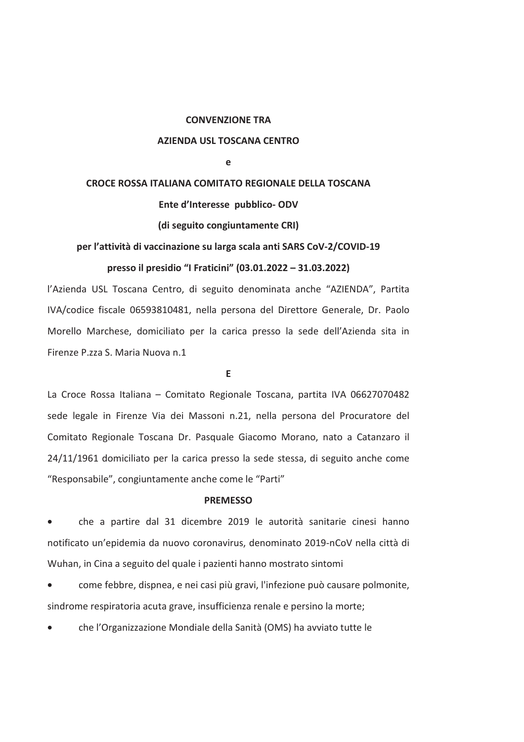**CONVENZIONE TRA**

**AZIENDA USL TOSCANA CENTRO**

**e**

**CROCE ROSSA ITALIANA COMITATO REGIONALE DELLA TOSCANA**

**Ente d'Interesse pubblico- ODV**

**(di seguito congiuntamente CRI)**

**per l'attività di vaccinazione su larga scala anti SARS CoV-2/COVID-19**

**presso il presidio "I Fraticini" (03.01.2022 – 31.03.2022)**

l'Azienda USL Toscana Centro, di seguito denominata anche "AZIENDA", Partita IVA/codice fiscale 06593810481, nella persona del Direttore Generale, Dr. Paolo Morello Marchese, domiciliato per la carica presso la sede dell'Azienda sita in Firenze P.zza S. Maria Nuova n.1

**E**

La Croce Rossa Italiana – Comitato Regionale Toscana, partita IVA 06627070482 sede legale in Firenze Via dei Massoni n.21, nella persona del Procuratore del Comitato Regionale Toscana Dr. Pasquale Giacomo Morano, nato a Catanzaro il 24/11/1961 domiciliato per la carica presso la sede stessa, di seguito anche come "Responsabile", congiuntamente anche come le "Parti"

**PREMESSO**

- che a partire dal 31 dicembre 2019 le autorità sanitarie cinesi hanno notificato un'epidemia da nuovo coronavirus, denominato 2019-nCoV nella città di Wuhan, in Cina a seguito del quale i pazienti hanno mostrato sintomi
- come febbre, dispnea, e nei casi più gravi, l'infezione può causare polmonite, sindrome respiratoria acuta grave, insufficienza renale e persino la morte;
- che l'Organizzazione Mondiale della Sanità (OMS) ha avviato tutte le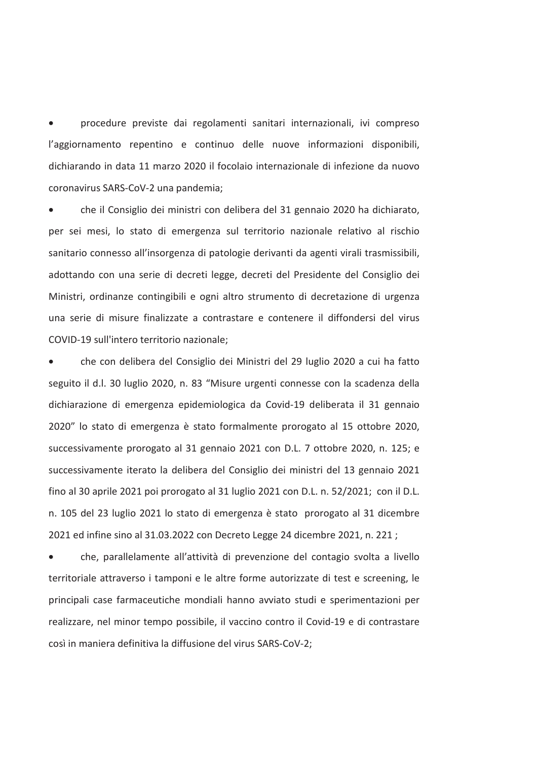- procedure previste dai regolamenti sanitari internazionali, ivi compreso l'aggiornamento repentino e continuo delle nuove informazioni disponibili, dichiarando in data 11 marzo 2020 il focolaio internazionale di infezione da nuovo coronavirus SARS-CoV-2 una pandemia;
- che il Consiglio dei ministri con delibera del 31 gennaio 2020 ha dichiarato, per sei mesi, lo stato di emergenza sul territorio nazionale relativo al rischio sanitario connesso all'insorgenza di patologie derivanti da agenti virali trasmissibili, adottando con una serie di decreti legge, decreti del Presidente del Consiglio dei Ministri, ordinanze contingibili e ogni altro strumento di decretazione di urgenza una serie di misure finalizzate a contrastare e contenere il diffondersi del virus COVID-19 sull'intero territorio nazionale;
- che con delibera del Consiglio dei Ministri del 29 luglio 2020 a cui ha fatto seguito il d.l. 30 luglio 2020, n. 83 "Misure urgenti connesse con la scadenza della dichiarazione di emergenza epidemiologica da Covid-19 deliberata il 31 gennaio 2020" lo stato di emergenza è stato formalmente prorogato al 15 ottobre 2020, successivamente prorogato al 31 gennaio 2021 con D.L. 7 ottobre 2020, n. 125; e successivamente iterato la delibera del Consiglio dei ministri del 13 gennaio 2021 fino al 30 aprile 2021 poi prorogato al 31 luglio 2021 con D.L. n. 52/2021; con il D.L. n. 105 del 23 luglio 2021 lo stato di emergenza è stato prorogato al 31 dicembre 2021 ed infine sino al 31.03.2022 con Decreto Legge 24 dicembre 2021, n. 221 ;
- che, parallelamente all'attività di prevenzione del contagio svolta a livello territoriale attraverso i tamponi e le altre forme autorizzate di test e screening, le principali case farmaceutiche mondiali hanno avviato studi e sperimentazioni per realizzare, nel minor tempo possibile, il vaccino contro il Covid-19 e di contrastare così in maniera definitiva la diffusione del virus SARS-CoV-2;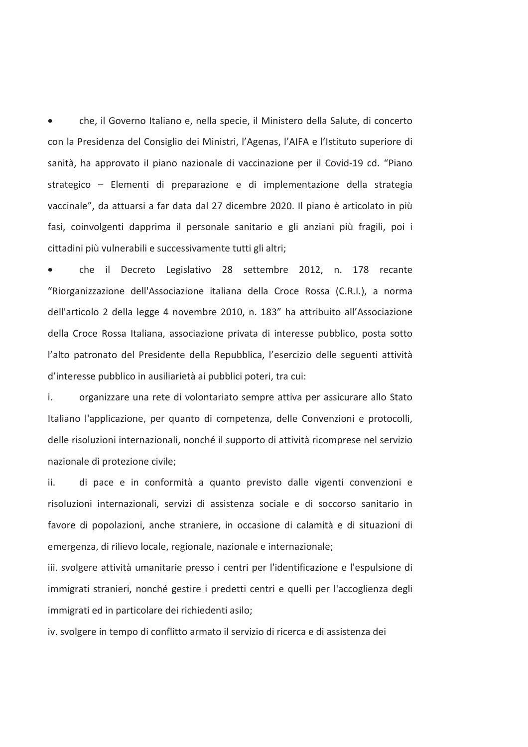- che, il Governo Italiano e, nella specie, il Ministero della Salute, di concerto con la Presidenza del Consiglio dei Ministri, l'Agenas, l'AIFA e l'Istituto superiore di sanità, ha approvato il piano nazionale di vaccinazione per il Covid-19 cd. "Piano strategico – Elementi di preparazione e di implementazione della strategia vaccinale", da attuarsi a far data dal 27 dicembre 2020. Il piano è articolato in più fasi, coinvolgenti dapprima il personale sanitario e gli anziani più fragili, poi i cittadini più vulnerabili e successivamente tutti gli altri;
- che il Decreto Legislativo 28 settembre 2012, n. 178 recante "Riorganizzazione dell'Associazione italiana della Croce Rossa (C.R.I.), a norma dell'articolo 2 della legge 4 novembre 2010, n. 183" ha attribuito all'Associazione della Croce Rossa Italiana, associazione privata di interesse pubblico, posta sotto l'alto patronato del Presidente della Repubblica, l'esercizio delle seguenti attività d'interesse pubblico in ausiliarietà ai pubblici poteri, tra cui:

i. organizzare una rete di volontariato sempre attiva per assicurare allo Stato Italiano l'applicazione, per quanto di competenza, delle Convenzioni e protocolli, delle risoluzioni internazionali, nonché il supporto di attività ricomprese nel servizio nazionale di protezione civile;

ii. di pace e in conformità a quanto previsto dalle vigenti convenzioni e risoluzioni internazionali, servizi di assistenza sociale e di soccorso sanitario in favore di popolazioni, anche straniere, in occasione di calamità e di situazioni di emergenza, di rilievo locale, regionale, nazionale e internazionale;

iii. svolgere attività umanitarie presso i centri per l'identificazione e l'espulsione di immigrati stranieri, nonché gestire i predetti centri e quelli per l'accoglienza degli immigrati ed in particolare dei richiedenti asilo;

iv. svolgere in tempo di conflitto armato il servizio di ricerca e di assistenza dei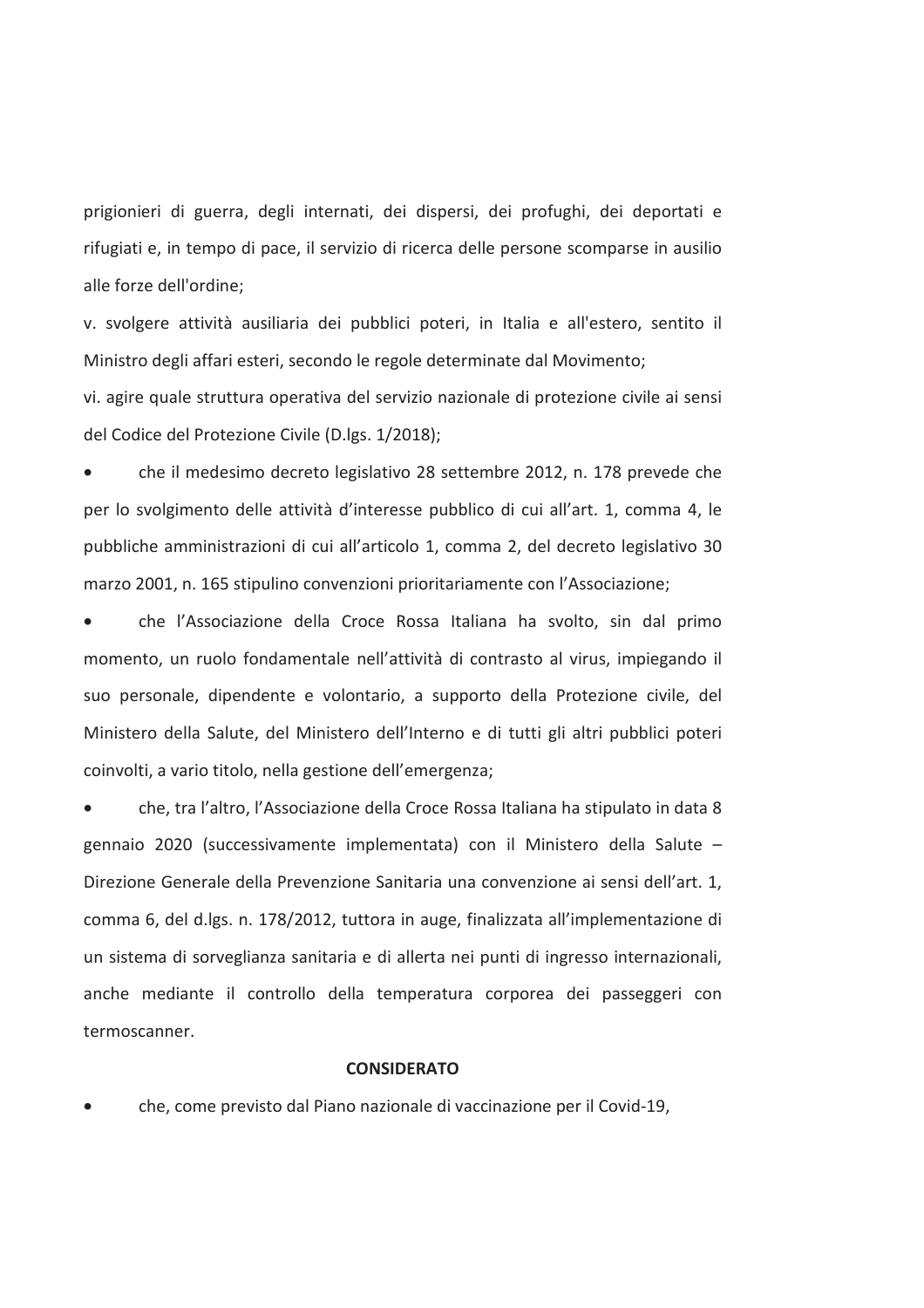prigionieri di guerra, degli internati, dei dispersi, dei profughi, dei deportati e rifugiati e, in tempo di pace, il servizio di ricerca delle persone scomparse in ausilio alle forze dell'ordine;

v. svolgere attività ausiliaria dei pubblici poteri, in Italia e all'estero, sentito il Ministro degli affari esteri, secondo le regole determinate dal Movimento;

vi. agire quale struttura operativa del servizio nazionale di protezione civile ai sensi del Codice del Protezione Civile (D.lgs. 1/2018);

- che il medesimo decreto legislativo 28 settembre 2012, n. 178 prevede che per lo svolgimento delle attività d'interesse pubblico di cui all'art. 1, comma 4, le pubbliche amministrazioni di cui all'articolo 1, comma 2, del decreto legislativo 30 marzo 2001, n. 165 stipulino convenzioni prioritariamente con l'Associazione;
- che l'Associazione della Croce Rossa Italiana ha svolto, sin dal primo momento, un ruolo fondamentale nell'attività di contrasto al virus, impiegando il suo personale, dipendente e volontario, a supporto della Protezione civile, del Ministero della Salute, del Ministero dell'Interno e di tutti gli altri pubblici poteri coinvolti, a vario titolo, nella gestione dell'emergenza;
- che, tra l'altro, l'Associazione della Croce Rossa Italiana ha stipulato in data 8 gennaio 2020 (successivamente implementata) con il Ministero della Salute – Direzione Generale della Prevenzione Sanitaria una convenzione ai sensi dell'art. 1, comma 6, del d.lgs. n. 178/2012, tuttora in auge, finalizzata all'implementazione di un sistema di sorveglianza sanitaria e di allerta nei punti di ingresso internazionali, anche mediante il controllo della temperatura corporea dei passeggeri con termoscanner.

**CONSIDERATO**

- che, come previsto dal Piano nazionale di vaccinazione per il Covid-19,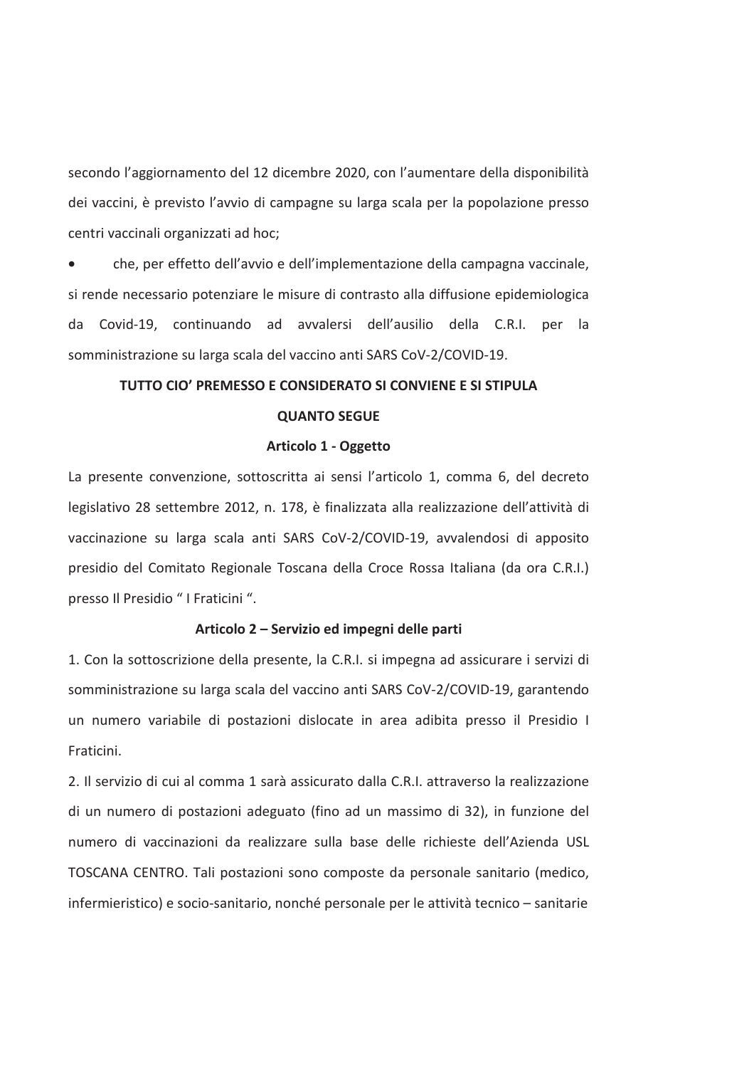secondo l'aggiornamento del 12 dicembre 2020, con l'aumentare della disponibilità dei vaccini, è previsto l'avvio di campagne su larga scala per la popolazione presso centri vaccinali organizzati ad hoc;

- che, per effetto dell'avvio e dell'implementazione della campagna vaccinale, si rende necessario potenziare le misure di contrasto alla diffusione epidemiologica da Covid-19, continuando ad avvalersi dell'ausilio della C.R.I. per la somministrazione su larga scala del vaccino anti SARS CoV-2/COVID-19.

**TUTTO CIO' PREMESSO E CONSIDERATO SI CONVIENE E SI STIPULA**

**QUANTO SEGUE**

**Articolo 1 - Oggetto**

La presente convenzione, sottoscritta ai sensi l'articolo 1, comma 6, del decreto legislativo 28 settembre 2012, n. 178, è finalizzata alla realizzazione dell'attività di vaccinazione su larga scala anti SARS CoV-2/COVID-19, avvalendosi di apposito presidio del Comitato Regionale Toscana della Croce Rossa Italiana (da ora C.R.I.) presso Il Presidio " I Fraticini ".

**Articolo 2 – Servizio ed impegni delle parti**

1. Con la sottoscrizione della presente, la C.R.I. si impegna ad assicurare i servizi di somministrazione su larga scala del vaccino anti SARS CoV-2/COVID-19, garantendo un numero variabile di postazioni dislocate in area adibita presso il Presidio I Fraticini.

2. Il servizio di cui al comma 1 sarà assicurato dalla C.R.I. attraverso la realizzazione di un numero di postazioni adeguato (fino ad un massimo di 32), in funzione del numero di vaccinazioni da realizzare sulla base delle richieste dell'Azienda USL TOSCANA CENTRO. Tali postazioni sono composte da personale sanitario (medico, infermieristico) e socio-sanitario, nonché personale per le attività tecnico – sanitarie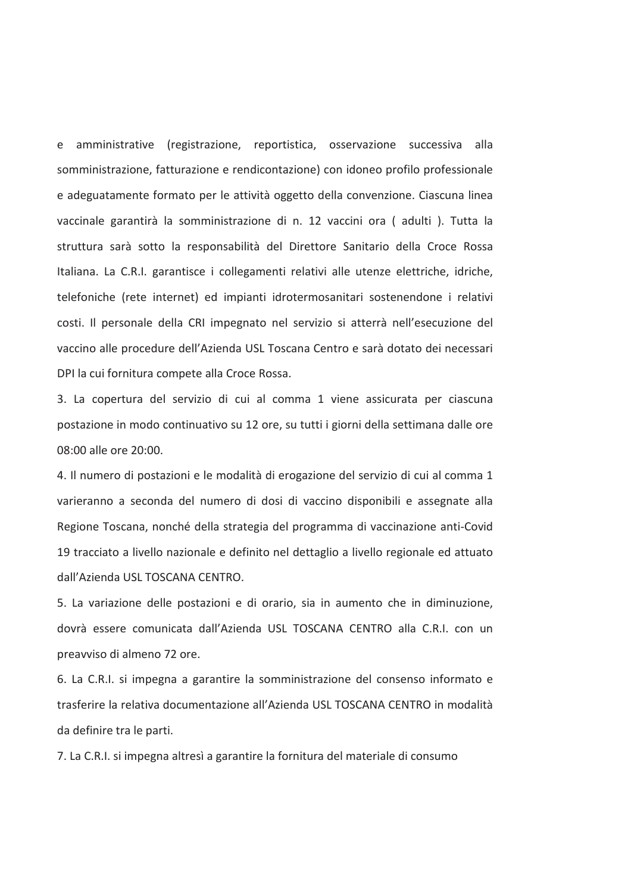e amministrative (registrazione, reportistica, osservazione successiva alla somministrazione, fatturazione e rendicontazione) con idoneo profilo professionale e adeguatamente formato per le attività oggetto della convenzione. Ciascuna linea vaccinale garantirà la somministrazione di n. 12 vaccini ora ( adulti ). Tutta la struttura sarà sotto la responsabilità del Direttore Sanitario della Croce Rossa Italiana. La C.R.I. garantisce i collegamenti relativi alle utenze elettriche, idriche, telefoniche (rete internet) ed impianti idrotermosanitari sostenendone i relativi costi. Il personale della CRI impegnato nel servizio si atterrà nell'esecuzione del vaccino alle procedure dell'Azienda USL Toscana Centro e sarà dotato dei necessari DPI la cui fornitura compete alla Croce Rossa.

3. La copertura del servizio di cui al comma 1 viene assicurata per ciascuna postazione in modo continuativo su 12 ore, su tutti i giorni della settimana dalle ore 08:00 alle ore 20:00.

4. Il numero di postazioni e le modalità di erogazione del servizio di cui al comma 1 varieranno a seconda del numero di dosi di vaccino disponibili e assegnate alla Regione Toscana, nonché della strategia del programma di vaccinazione anti-Covid 19 tracciato a livello nazionale e definito nel dettaglio a livello regionale ed attuato dall'Azienda USL TOSCANA CENTRO.

5. La variazione delle postazioni e di orario, sia in aumento che in diminuzione, dovrà essere comunicata dall'Azienda USL TOSCANA CENTRO alla C.R.I. con un preavviso di almeno 72 ore.

6. La C.R.I. si impegna a garantire la somministrazione del consenso informato e trasferire la relativa documentazione all'Azienda USL TOSCANA CENTRO in modalità da definire tra le parti.

7. La C.R.I. si impegna altresì a garantire la fornitura del materiale di consumo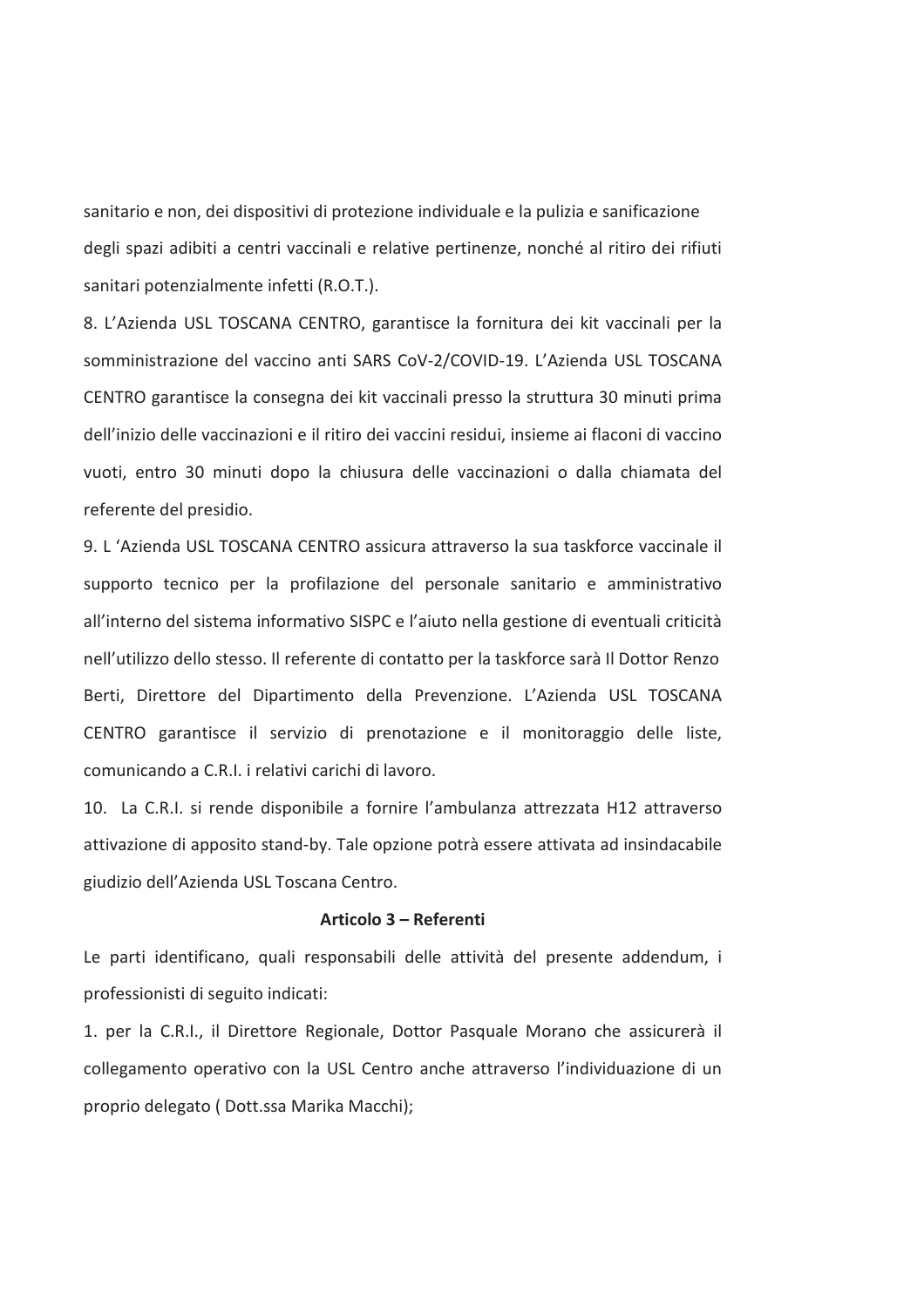sanitario e non, dei dispositivi di protezione individuale e la pulizia e sanificazione degli spazi adibiti a centri vaccinali e relative pertinenze, nonché al ritiro dei rifiuti sanitari potenzialmente infetti (R.O.T.).

8. L'Azienda USL TOSCANA CENTRO, garantisce la fornitura dei kit vaccinali per la somministrazione del vaccino anti SARS CoV-2/COVID-19. L'Azienda USL TOSCANA CENTRO garantisce la consegna dei kit vaccinali presso la struttura 30 minuti prima dell'inizio delle vaccinazioni e il ritiro dei vaccini residui, insieme ai flaconi di vaccino vuoti, entro 30 minuti dopo la chiusura delle vaccinazioni o dalla chiamata del referente del presidio.

9. L 'Azienda USL TOSCANA CENTRO assicura attraverso la sua taskforce vaccinale il supporto tecnico per la profilazione del personale sanitario e amministrativo all'interno del sistema informativo SISPC e l'aiuto nella gestione di eventuali criticità nell'utilizzo dello stesso. Il referente di contatto per la taskforce sarà Il Dottor Renzo Berti, Direttore del Dipartimento della Prevenzione. L'Azienda USL TOSCANA CENTRO garantisce il servizio di prenotazione e il monitoraggio delle liste, comunicando a C.R.I. i relativi carichi di lavoro.

10. La C.R.I. si rende disponibile a fornire l'ambulanza attrezzata H12 attraverso attivazione di apposito stand-by. Tale opzione potrà essere attivata ad insindacabile giudizio dell'Azienda USL Toscana Centro.

**Articolo 3 – Referenti**

Le parti identificano, quali responsabili delle attività del presente addendum, i professionisti di seguito indicati:

1. per la C.R.I., il Direttore Regionale, Dottor Pasquale Morano che assicurerà il collegamento operativo con la USL Centro anche attraverso l'individuazione di un proprio delegato ( Dott.ssa Marika Macchi);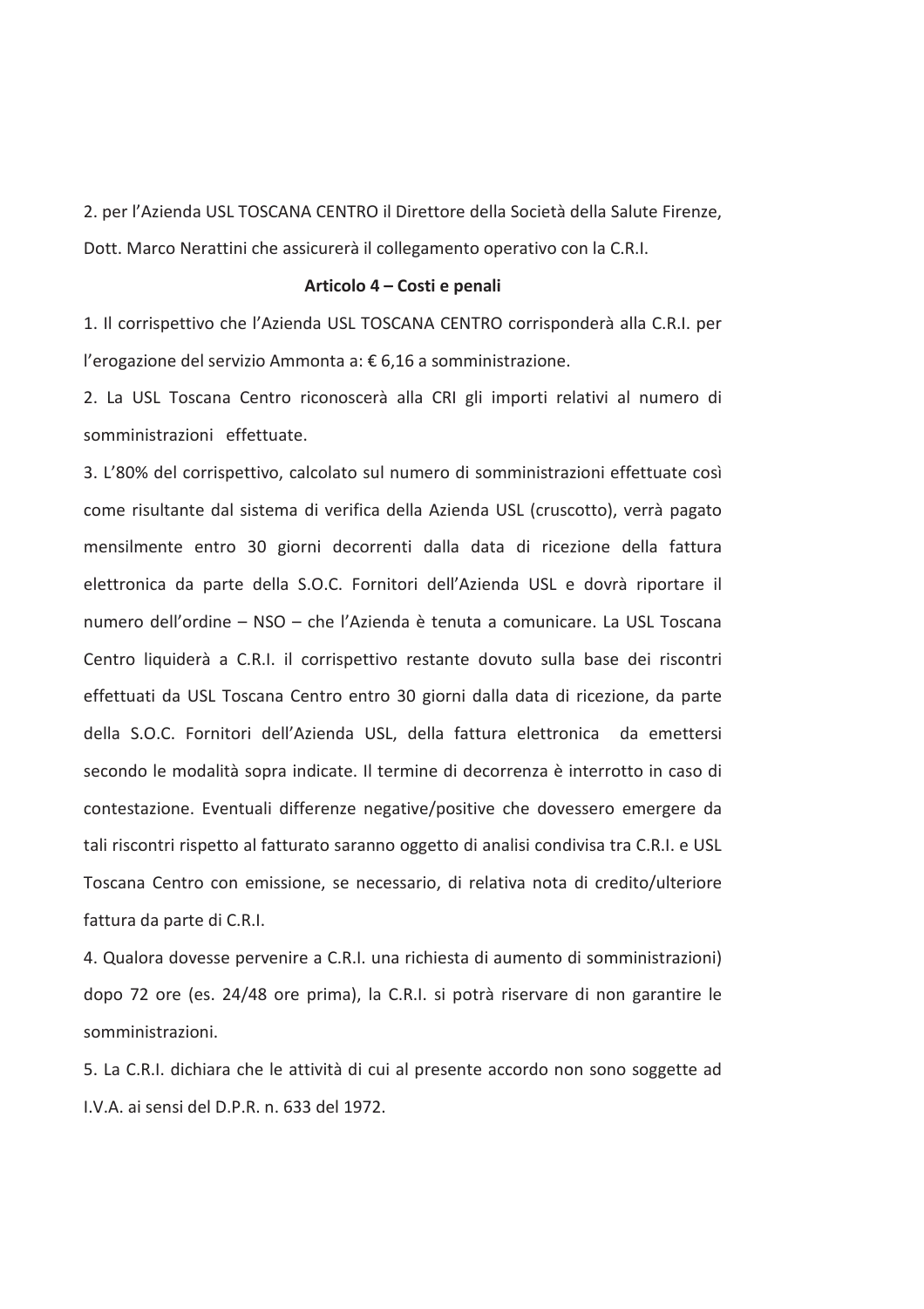2. per l’Azienda USL TOSCANA CENTRO il Direttore della Società della Salute Firenze, Dott. Marco Nerattini che assicurerà il collegamento operativo con la C.R.I.

**Articolo 4 – Costi e penali**

1. Il corrispettivo che l’Azienda USL TOSCANA CENTRO corrisponderà alla C.R.I. per l’erogazione del servizio Ammonta a: € 6,16 a somministrazione.

2. La USL Toscana Centro riconoscerà alla CRI gli importi relativi al numero di somministrazioni effettuate.

3. L’80% del corrispettivo, calcolato sul numero di somministrazioni effettuate così come risultante dal sistema di verifica della Azienda USL (cruscotto), verrà pagato mensilmente entro 30 giorni decorrenti dalla data di ricezione della fattura elettronica da parte della S.O.C. Fornitori dell’Azienda USL e dovrà riportare il numero dell’ordine – NSO – che l’Azienda è tenuta a comunicare. La USL Toscana Centro liquiderà a C.R.I. il corrispettivo restante dovuto sulla base dei riscontri effettuati da USL Toscana Centro entro 30 giorni dalla data di ricezione, da parte della S.O.C. Fornitori dell’Azienda USL, della fattura elettronica da emettersi secondo le modalità sopra indicate. Il termine di decorrenza è interrotto in caso di contestazione. Eventuali differenze negative/positive che dovessero emergere da tali riscontri rispetto al fatturato saranno oggetto di analisi condivisa tra C.R.I. e USL Toscana Centro con emissione, se necessario, di relativa nota di credito/ulteriore fattura da parte di C.R.I.

4. Qualora dovesse pervenire a C.R.I. una richiesta di aumento di somministrazioni) dopo 72 ore (es. 24/48 ore prima), la C.R.I. si potrà riservare di non garantire le somministrazioni.

5. La C.R.I. dichiara che le attività di cui al presente accordo non sono soggette ad I.V.A. ai sensi del D.P.R. n. 633 del 1972.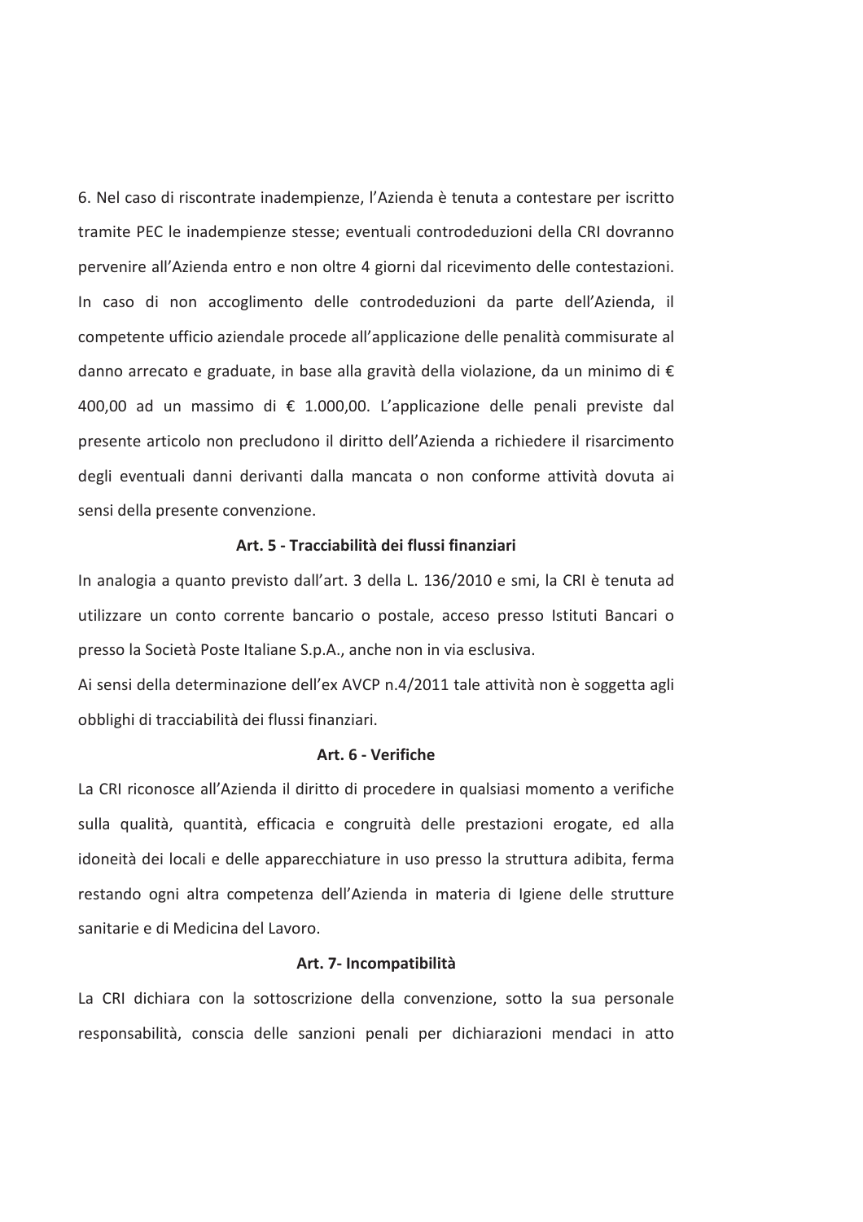6. Nel caso di riscontrate inadempienze, l'Azienda è tenuta a contestare per iscritto tramite PEC le inadempienze stesse; eventuali controdeduzioni della CRI dovranno pervenire all'Azienda entro e non oltre 4 giorni dal ricevimento delle contestazioni. In caso di non accoglimento delle controdeduzioni da parte dell'Azienda, il competente ufficio aziendale procede all'applicazione delle penalità commisurate al danno arrecato e graduate, in base alla gravità della violazione, da un minimo di € 400,00 ad un massimo di € 1.000,00. L'applicazione delle penali previste dal presente articolo non precludono il diritto dell'Azienda a richiedere il risarcimento degli eventuali danni derivanti dalla mancata o non conforme attività dovuta ai sensi della presente convenzione.

**Art. 5 - Tracciabilità dei flussi finanziari**

In analogia a quanto previsto dall'art. 3 della L. 136/2010 e smi, la CRI è tenuta ad utilizzare un conto corrente bancario o postale, acceso presso Istituti Bancari o presso la Società Poste Italiane S.p.A., anche non in via esclusiva.

Ai sensi della determinazione dell'ex AVCP n.4/2011 tale attività non è soggetta agli obblighi di tracciabilità dei flussi finanziari.

**Art. 6 - Verifiche**

La CRI riconosce all'Azienda il diritto di procedere in qualsiasi momento a verifiche sulla qualità, quantità, efficacia e congruità delle prestazioni erogate, ed alla idoneità dei locali e delle apparecchiature in uso presso la struttura adibita, ferma restando ogni altra competenza dell'Azienda in materia di Igiene delle strutture sanitarie e di Medicina del Lavoro.

**Art. 7- Incompatibilità**

La CRI dichiara con la sottoscrizione della convenzione, sotto la sua personale responsabilità, conscia delle sanzioni penali per dichiarazioni mendaci in atto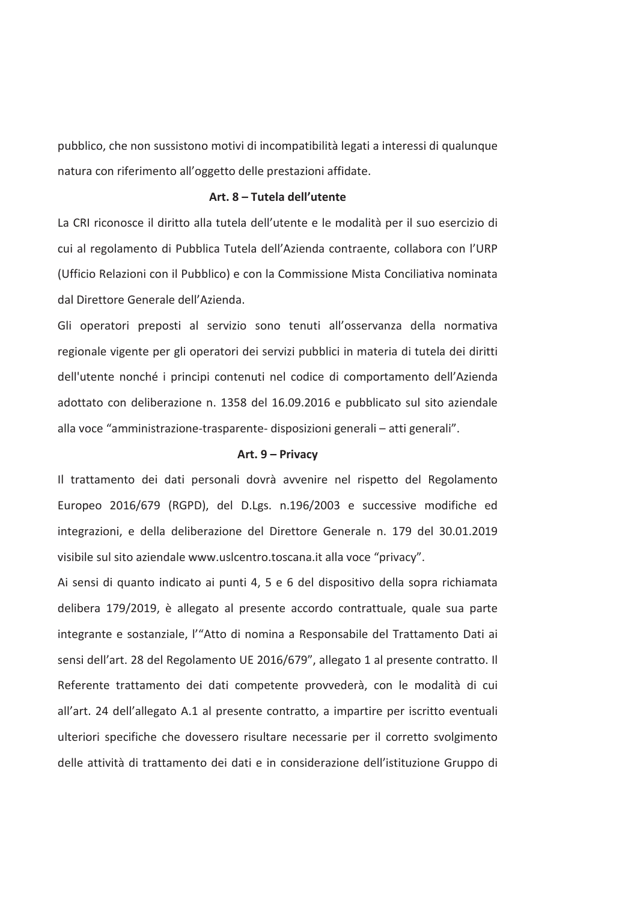pubblico, che non sussistono motivi di incompatibilità legati a interessi di qualunque natura con riferimento all'oggetto delle prestazioni affidate.

**Art. 8 – Tutela dell'utente**

La CRI riconosce il diritto alla tutela dell'utente e le modalità per il suo esercizio di cui al regolamento di Pubblica Tutela dell'Azienda contraente, collabora con l'URP (Ufficio Relazioni con il Pubblico) e con la Commissione Mista Conciliativa nominata dal Direttore Generale dell'Azienda.

Gli operatori preposti al servizio sono tenuti all'osservanza della normativa regionale vigente per gli operatori dei servizi pubblici in materia di tutela dei diritti dell'utente nonché i principi contenuti nel codice di comportamento dell'Azienda adottato con deliberazione n. 1358 del 16.09.2016 e pubblicato sul sito aziendale alla voce "amministrazione-trasparente- disposizioni generali – atti generali".

**Art. 9 – Privacy**

Il trattamento dei dati personali dovrà avvenire nel rispetto del Regolamento Europeo 2016/679 (RGPD), del D.Lgs. n.196/2003 e successive modifiche ed integrazioni, e della deliberazione del Direttore Generale n. 179 del 30.01.2019 visibile sul sito aziendale www.uslcentro.toscana.it alla voce "privacy".

Ai sensi di quanto indicato ai punti 4, 5 e 6 del dispositivo della sopra richiamata delibera 179/2019, è allegato al presente accordo contrattuale, quale sua parte integrante e sostanziale, l'"Atto di nomina a Responsabile del Trattamento Dati ai sensi dell'art. 28 del Regolamento UE 2016/679", allegato 1 al presente contratto. Il Referente trattamento dei dati competente provvederà, con le modalità di cui all'art. 24 dell'allegato A.1 al presente contratto, a impartire per iscritto eventuali ulteriori specifiche che dovessero risultare necessarie per il corretto svolgimento delle attività di trattamento dei dati e in considerazione dell'istituzione Gruppo di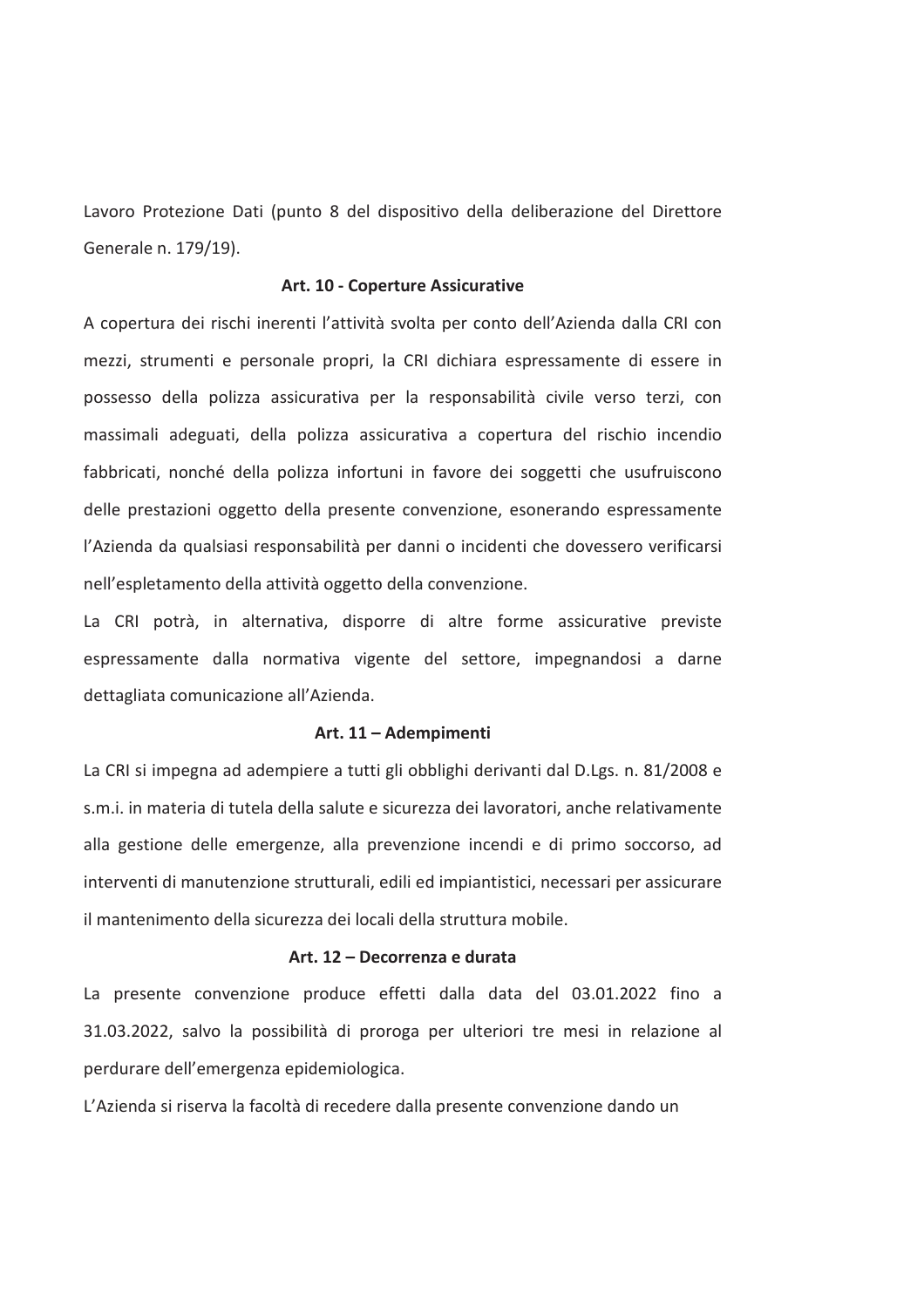Lavoro Protezione Dati (punto 8 del dispositivo della deliberazione del Direttore Generale n. 179/19).

**Art. 10 - Coperture Assicurative**

A copertura dei rischi inerenti l'attività svolta per conto dell'Azienda dalla CRI con mezzi, strumenti e personale propri, la CRI dichiara espressamente di essere in possesso della polizza assicurativa per la responsabilità civile verso terzi, con massimali adeguati, della polizza assicurativa a copertura del rischio incendio fabbricati, nonché della polizza infortuni in favore dei soggetti che usufruiscono delle prestazioni oggetto della presente convenzione, esonerando espressamente l'Azienda da qualsiasi responsabilità per danni o incidenti che dovessero verificarsi nell'espletamento della attività oggetto della convenzione.

La CRI potrà, in alternativa, disporre di altre forme assicurative previste espressamente dalla normativa vigente del settore, impegnandosi a darne dettagliata comunicazione all'Azienda.

**Art. 11 – Adempimenti**

La CRI si impegna ad adempiere a tutti gli obblighi derivanti dal D.Lgs. n. 81/2008 e s.m.i. in materia di tutela della salute e sicurezza dei lavoratori, anche relativamente alla gestione delle emergenze, alla prevenzione incendi e di primo soccorso, ad interventi di manutenzione strutturali, edili ed impiantistici, necessari per assicurare il mantenimento della sicurezza dei locali della struttura mobile.

**Art. 12 – Decorrenza e durata**

La presente convenzione produce effetti dalla data del 03.01.2022 fino a 31.03.2022, salvo la possibilità di proroga per ulteriori tre mesi in relazione al perdurare dell'emergenza epidemiologica.

L'Azienda si riserva la facoltà di recedere dalla presente convenzione dando un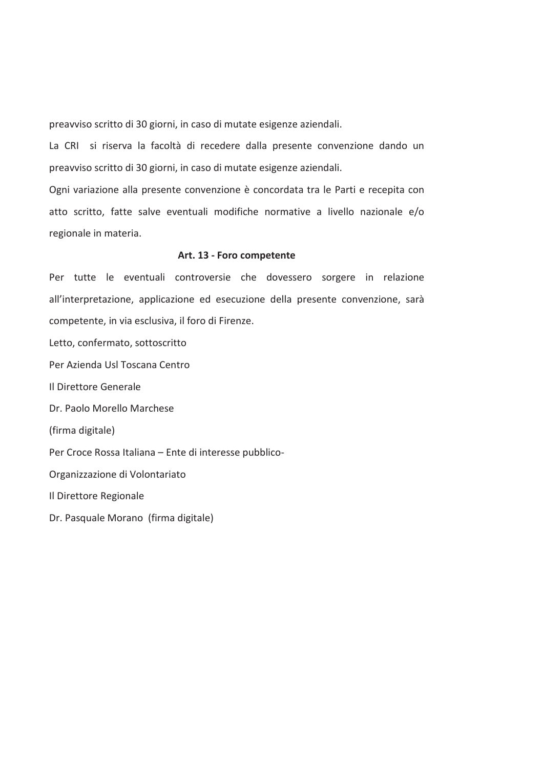preavviso scritto di 30 giorni, in caso di mutate esigenze aziendali.

La CRI si riserva la facoltà di recedere dalla presente convenzione dando un preavviso scritto di 30 giorni, in caso di mutate esigenze aziendali.

Ogni variazione alla presente convenzione è concordata tra le Parti e recepita con atto scritto, fatte salve eventuali modifiche normative a livello nazionale e/o regionale in materia.

**Art. 13 - Foro competente**

Per tutte le eventuali controversie che dovessero sorgere in relazione all'interpretazione, applicazione ed esecuzione della presente convenzione, sarà competente, in via esclusiva, il foro di Firenze.

Letto, confermato, sottoscritto

Per Azienda Usl Toscana Centro

Il Direttore Generale

Dr. Paolo Morello Marchese

(firma digitale)

Per Croce Rossa Italiana – Ente di interesse pubblico-

Organizzazione di Volontariato

Il Direttore Regionale

Dr. Pasquale Morano (firma digitale)